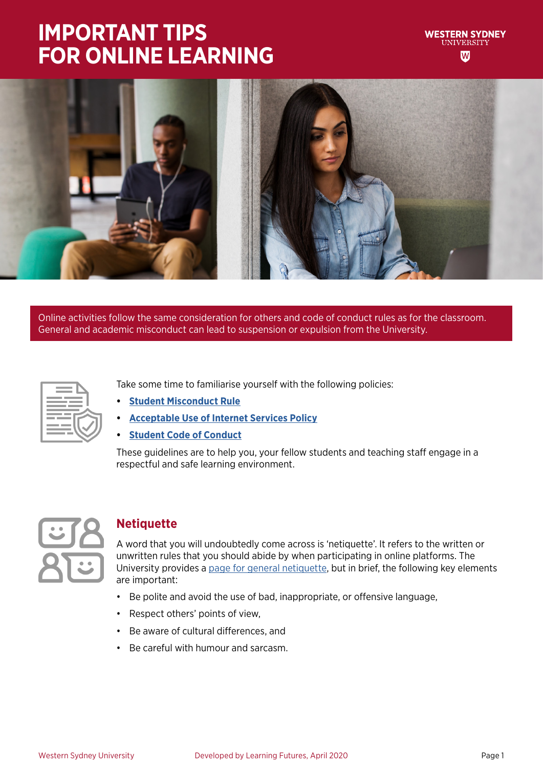# IMPORTANT TIPS FOR ONLINE LEARNING

Online activities follow the same consideration for others and code of conduct rules as for the classroom. General and academic misconduct can lead to suspension or expulsion from the University.

Take some time to familiarise yourself with the following policies:

- **Student Misconduct Rule**
- **Acceptable Use of Internet Services Policy**
- **Student Code of Conduct**

These guidelines are to help you, your fellow students and teaching staff engage in a respectful and safe learning environment.

## Netiquette

A word that you will undoubtedly come across is 'netiquette'. It refers to the written or unwritten rules that you should abide by when participating in online platforms. The University provides a page for general netiquette, but in brief, the following key elements are important:

- Be polite and avoid the use of bad, inappropriate, or offensive language,
- Respect others' points of view,
- Be aware of cultural differences, and
- Be careful with humour and sarcasm.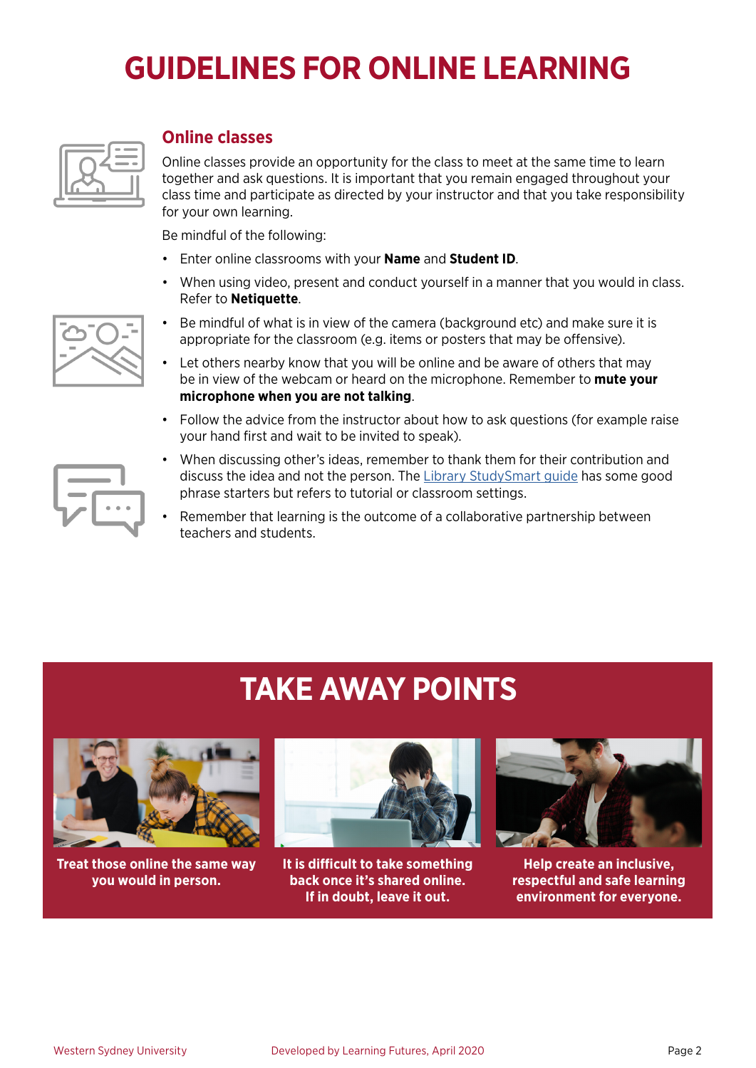# GUIDELINES FOR ONLINE LEARNING

## Online classes

Online classes provide an opportunity for the class to meet at the same time to learn together and ask questions. It is important that you remain engaged throughout your class time and participate as directed by your instructor and that you take responsibility for your own learning.

Be mindful of the following:

- Enter online classrooms with your **Name** and **Student ID**.
- When using video, present and conduct yourself in a manner that you would in class. Refer to **Netiquette**.
- Be mindful of what is in view of the camera (background etc) and make sure it is appropriate for the classroom (e.g. items or posters that may be offensive).
- Let others nearby know that you will be online and be aware of others that may be in view of the webcam or heard on the microphone. Remember to **mute your microphone when you are not talking**.
- Follow the advice from the instructor about how to ask questions (for example raise your hand first and wait to be invited to speak).
- When discussing other's ideas, remember to thank them for their contribution and discuss the idea and not the person. The Library StudySmart guide has some good phrase starters but refers to tutorial or classroom settings.
- Remember that learning is the outcome of a collaborative partnership between teachers and students.

# TAKE AWAY POINTS

**Treat those online the same way you would in person.**

**It is difficult to take something back once it's shared online. If in doubt, leave it out.**

**Help create an inclusive, respectful and safe learning environment for everyone.**

Western Sydney University

Developed by Learning Futures, April 2020